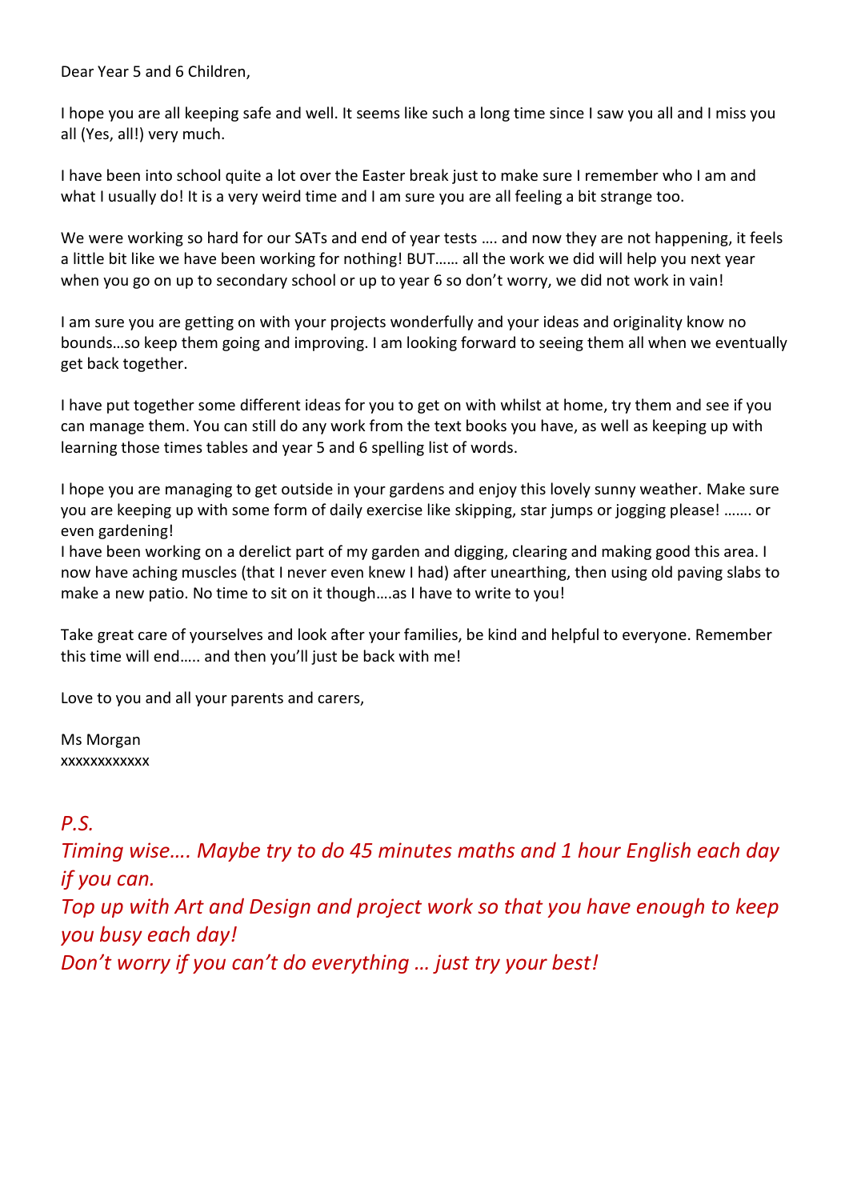Dear Year 5 and 6 Children,

I hope you are all keeping safe and well. It seems like such a long time since I saw you all and I miss you all (Yes, all!) very much.

I have been into school quite a lot over the Easter break just to make sure I remember who I am and what I usually do! It is a very weird time and I am sure you are all feeling a bit strange too.

We were working so hard for our SATs and end of year tests …. and now they are not happening, it feels a little bit like we have been working for nothing! BUT…… all the work we did will help you next year when you go on up to secondary school or up to year 6 so don't worry, we did not work in vain!

I am sure you are getting on with your projects wonderfully and your ideas and originality know no bounds…so keep them going and improving. I am looking forward to seeing them all when we eventually get back together.

I have put together some different ideas for you to get on with whilst at home, try them and see if you can manage them. You can still do any work from the text books you have, as well as keeping up with learning those times tables and year 5 and 6 spelling list of words.

I hope you are managing to get outside in your gardens and enjoy this lovely sunny weather. Make sure you are keeping up with some form of daily exercise like skipping, star jumps or jogging please! ……. or even gardening!

I have been working on a derelict part of my garden and digging, clearing and making good this area. I now have aching muscles (that I never even knew I had) after unearthing, then using old paving slabs to make a new patio. No time to sit on it though….as I have to write to you!

Take great care of yourselves and look after your families, be kind and helpful to everyone. Remember this time will end….. and then you'll just be back with me!

Love to you and all your parents and carers,

Ms Morgan
xxxxxxxxxxxx

*P.S.*

*Timing wise…. Maybe try to do 45 minutes maths and 1 hour English each day if you can.*

*Top up with Art and Design and project work so that you have enough to keep you busy each day!*

*Don't worry if you can't do everything … just try your best!*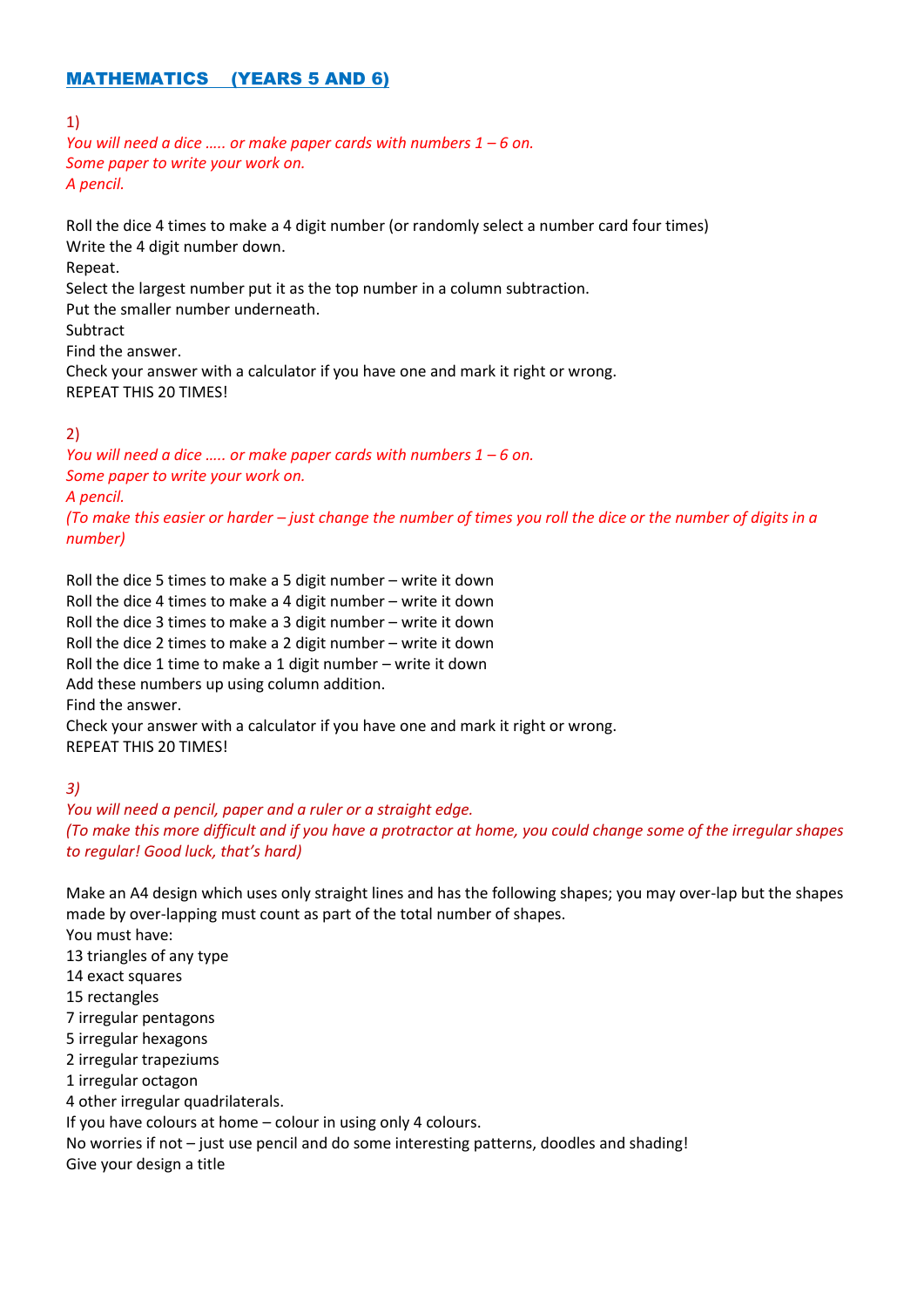## MATHEMATICS (YEARS 5 AND 6)

1)

*You will need a dice ….. or make paper cards with numbers 1 – 6 on.*
*Some paper to write your work on.*
*A pencil.*

Roll the dice 4 times to make a 4 digit number (or randomly select a number card four times)
Write the 4 digit number down.
Repeat.
Select the largest number put it as the top number in a column subtraction.
Put the smaller number underneath.
Subtract
Find the answer.
Check your answer with a calculator if you have one and mark it right or wrong.
REPEAT THIS 20 TIMES!

2)

*You will need a dice ….. or make paper cards with numbers 1 – 6 on.*
*Some paper to write your work on.*
*A pencil.*
*(To make this easier or harder – just change the number of times you roll the dice or the number of digits in a number)*

Roll the dice 5 times to make a 5 digit number – write it down
Roll the dice 4 times to make a 4 digit number – write it down
Roll the dice 3 times to make a 3 digit number – write it down
Roll the dice 2 times to make a 2 digit number – write it down
Roll the dice 1 time to make a 1 digit number – write it down
Add these numbers up using column addition.
Find the answer.
Check your answer with a calculator if you have one and mark it right or wrong.
REPEAT THIS 20 TIMES!

*3)*

*You will need a pencil, paper and a ruler or a straight edge.*
*(To make this more difficult and if you have a protractor at home, you could change some of the irregular shapes to regular! Good luck, that's hard)*

Make an A4 design which uses only straight lines and has the following shapes; you may over-lap but the shapes made by over-lapping must count as part of the total number of shapes.
You must have:
13 triangles of any type
14 exact squares
15 rectangles
7 irregular pentagons
5 irregular hexagons
2 irregular trapeziums
1 irregular octagon
4 other irregular quadrilaterals.
If you have colours at home – colour in using only 4 colours.
No worries if not – just use pencil and do some interesting patterns, doodles and shading!
Give your design a title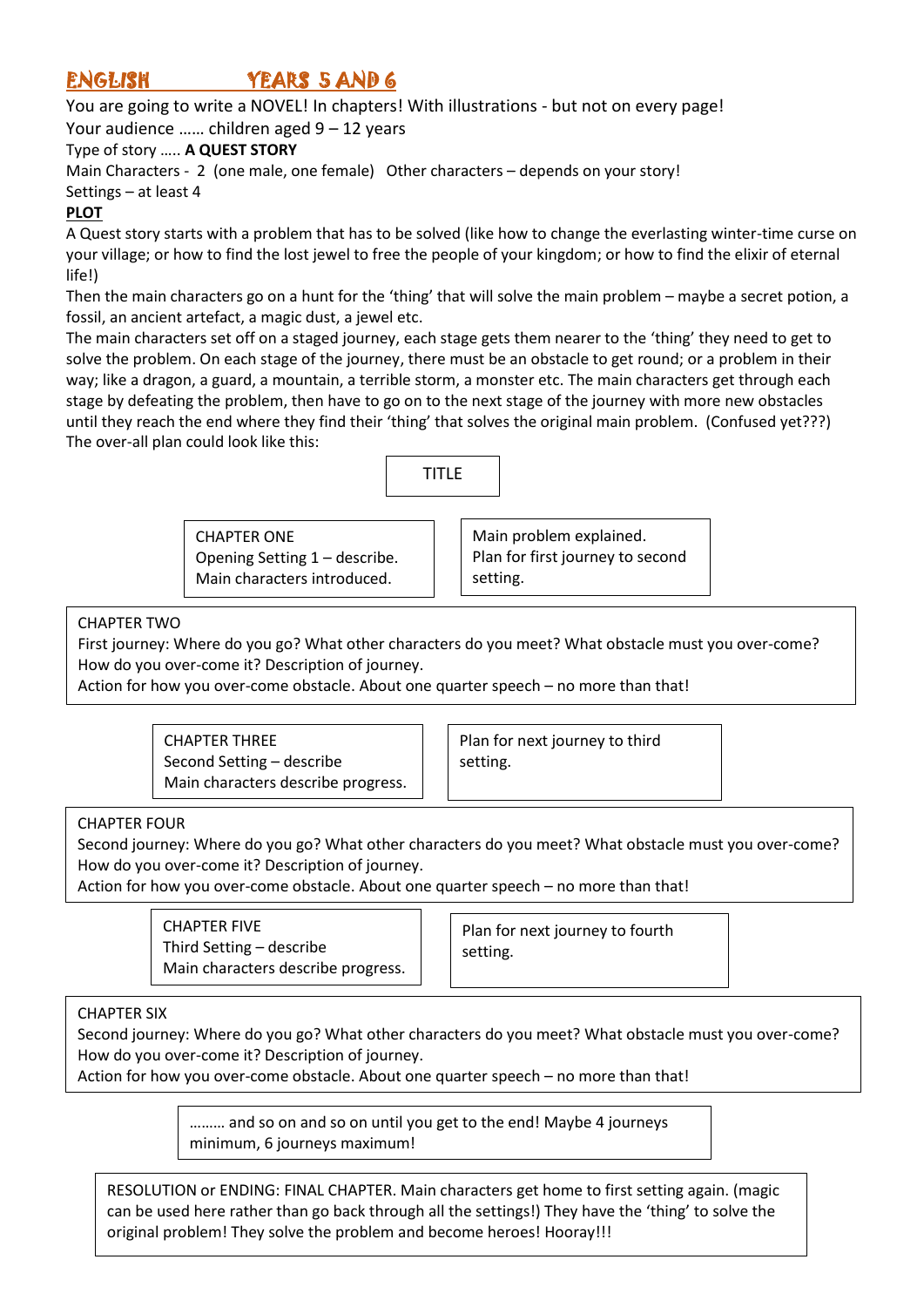# ENGLISH YEARS 5 AND 6

You are going to write a NOVEL! In chapters! With illustrations - but not on every page!

Your audience …… children aged 9 – 12 years

Type of story ….. **A QUEST STORY**

Main Characters - 2 (one male, one female) Other characters – depends on your story!

Settings – at least 4

**PLOT**

A Quest story starts with a problem that has to be solved (like how to change the everlasting winter-time curse on your village; or how to find the lost jewel to free the people of your kingdom; or how to find the elixir of eternal life!)

Then the main characters go on a hunt for the 'thing' that will solve the main problem – maybe a secret potion, a fossil, an ancient artefact, a magic dust, a jewel etc.

The main characters set off on a staged journey, each stage gets them nearer to the 'thing' they need to get to solve the problem. On each stage of the journey, there must be an obstacle to get round; or a problem in their way; like a dragon, a guard, a mountain, a terrible storm, a monster etc. The main characters get through each stage by defeating the problem, then have to go on to the next stage of the journey with more new obstacles until they reach the end where they find their 'thing' that solves the original main problem. (Confused yet???)

The over-all plan could look like this:

TITLE

CHAPTER ONE
Opening Setting 1 – describe.
Main characters introduced.

Main problem explained.
Plan for first journey to second setting.

CHAPTER TWO
First journey: Where do you go? What other characters do you meet? What obstacle must you over-come? How do you over-come it? Description of journey.
Action for how you over-come obstacle. About one quarter speech – no more than that!

CHAPTER THREE
Second Setting – describe
Main characters describe progress.

Plan for next journey to third setting.

CHAPTER FOUR
Second journey: Where do you go? What other characters do you meet? What obstacle must you over-come? How do you over-come it? Description of journey.
Action for how you over-come obstacle. About one quarter speech – no more than that!

CHAPTER FIVE
Third Setting – describe
Main characters describe progress.

Plan for next journey to fourth setting.

CHAPTER SIX
Second journey: Where do you go? What other characters do you meet? What obstacle must you over-come? How do you over-come it? Description of journey.
Action for how you over-come obstacle. About one quarter speech – no more than that!

……… and so on and so on until you get to the end! Maybe 4 journeys minimum, 6 journeys maximum!

RESOLUTION or ENDING: FINAL CHAPTER. Main characters get home to first setting again. (magic can be used here rather than go back through all the settings!) They have the 'thing' to solve the original problem! They solve the problem and become heroes! Hooray!!!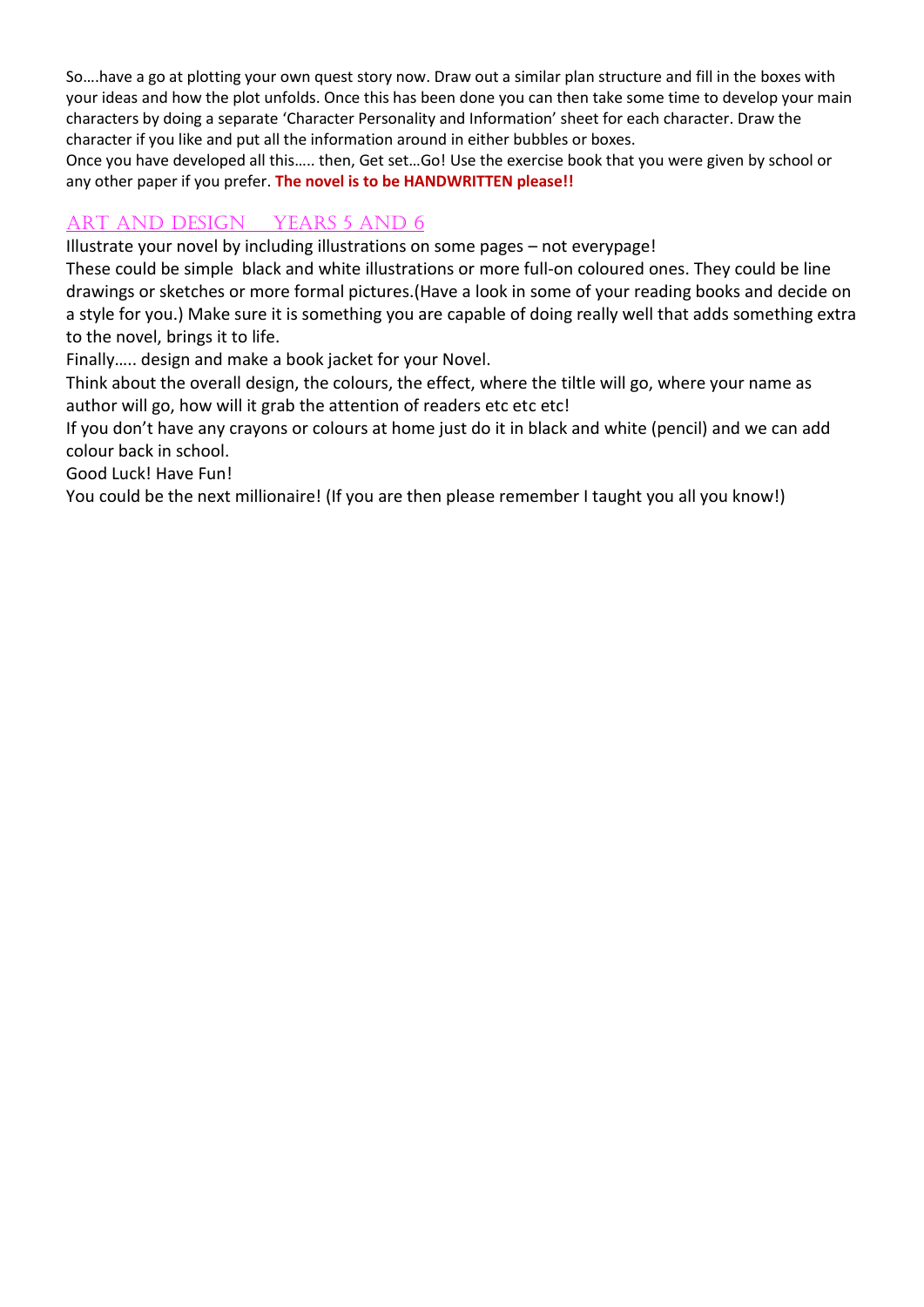So….have a go at plotting your own quest story now. Draw out a similar plan structure and fill in the boxes with your ideas and how the plot unfolds. Once this has been done you can then take some time to develop your main characters by doing a separate 'Character Personality and Information' sheet for each character. Draw the character if you like and put all the information around in either bubbles or boxes.

Once you have developed all this….. then, Get set…Go! Use the exercise book that you were given by school or any other paper if you prefer. **The novel is to be HANDWRITTEN please!!**

## ART AND DESIGN    YEARS 5 AND 6

Illustrate your novel by including illustrations on some pages – not everypage!

These could be simple  black and white illustrations or more full-on coloured ones. They could be line drawings or sketches or more formal pictures.(Have a look in some of your reading books and decide on a style for you.) Make sure it is something you are capable of doing really well that adds something extra to the novel, brings it to life.

Finally….. design and make a book jacket for your Novel.

Think about the overall design, the colours, the effect, where the tiltle will go, where your name as author will go, how will it grab the attention of readers etc etc etc!

If you don't have any crayons or colours at home just do it in black and white (pencil) and we can add colour back in school.

Good Luck! Have Fun!

You could be the next millionaire! (If you are then please remember I taught you all you know!)